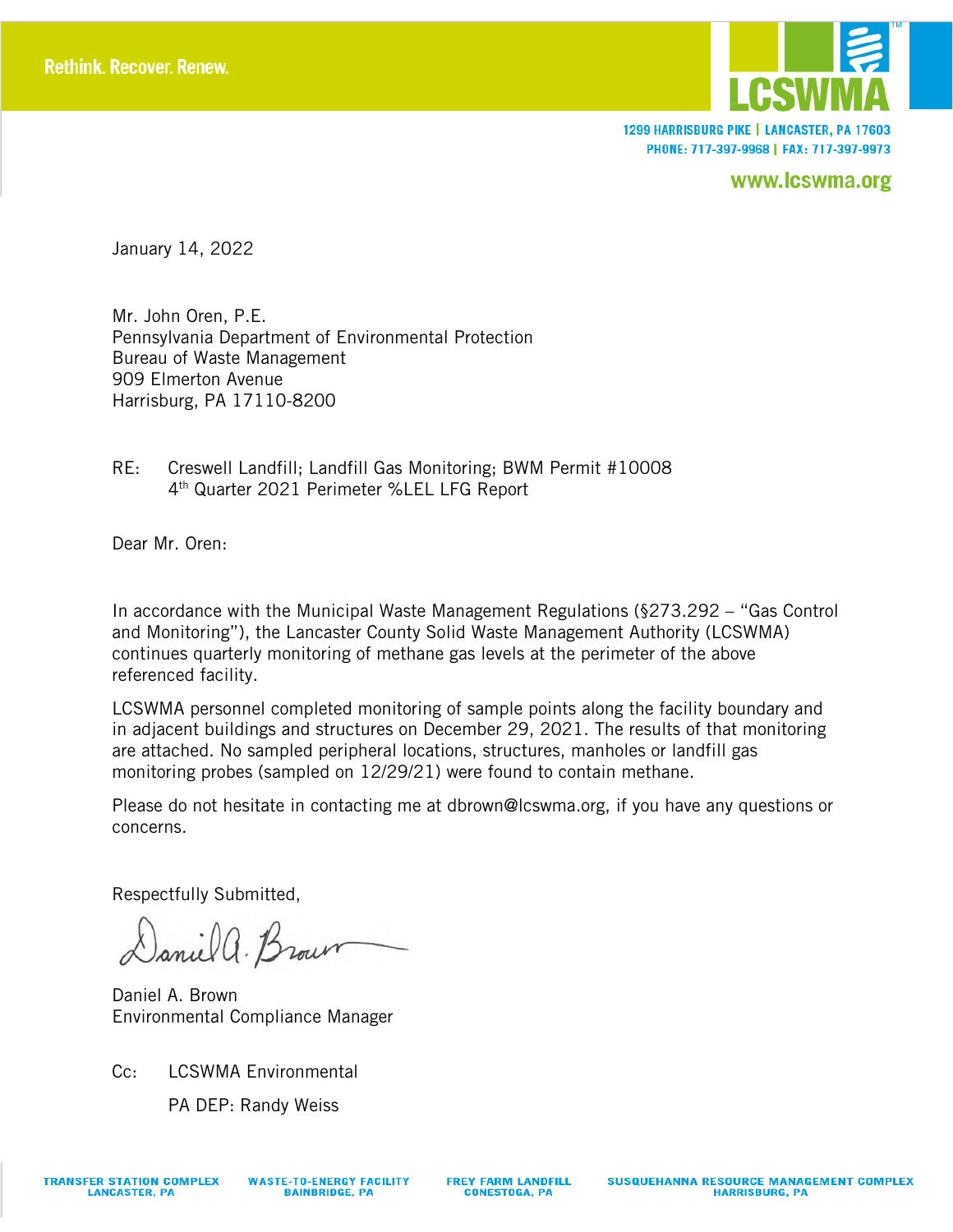Rethink. Recover. Renew.

LCSWMA

1299 HARRISBURG PIKE | LANCASTER, PA 17603
PHONE: 717-397-9968 | FAX: 717-397-9973

www.lcswma.org

January 14, 2022

Mr. John Oren, P.E.
Pennsylvania Department of Environmental Protection
Bureau of Waste Management
909 Elmerton Avenue
Harrisburg, PA 17110-8200

RE: Creswell Landfill; Landfill Gas Monitoring; BWM Permit #10008
4th Quarter 2021 Perimeter %LEL LFG Report

Dear Mr. Oren:

In accordance with the Municipal Waste Management Regulations (§273.292 – "Gas Control and Monitoring"), the Lancaster County Solid Waste Management Authority (LCSWMA) continues quarterly monitoring of methane gas levels at the perimeter of the above referenced facility.

LCSWMA personnel completed monitoring of sample points along the facility boundary and in adjacent buildings and structures on December 29, 2021. The results of that monitoring are attached. No sampled peripheral locations, structures, manholes or landfill gas monitoring probes (sampled on 12/29/21) were found to contain methane.

Please do not hesitate in contacting me at dbrown@lcswma.org, if you have any questions or concerns.

Respectfully Submitted,

Daniel A. Brown
Environmental Compliance Manager

Cc: LCSWMA Environmental

PA DEP: Randy Weiss

TRANSFER STATION COMPLEX LANCASTER, PA | WASTE-TO-ENERGY FACILITY BAINBRIDGE, PA | FREY FARM LANDFILL CONESTOGA, PA | SUSQUEHANNA RESOURCE MANAGEMENT COMPLEX HARRISBURG, PA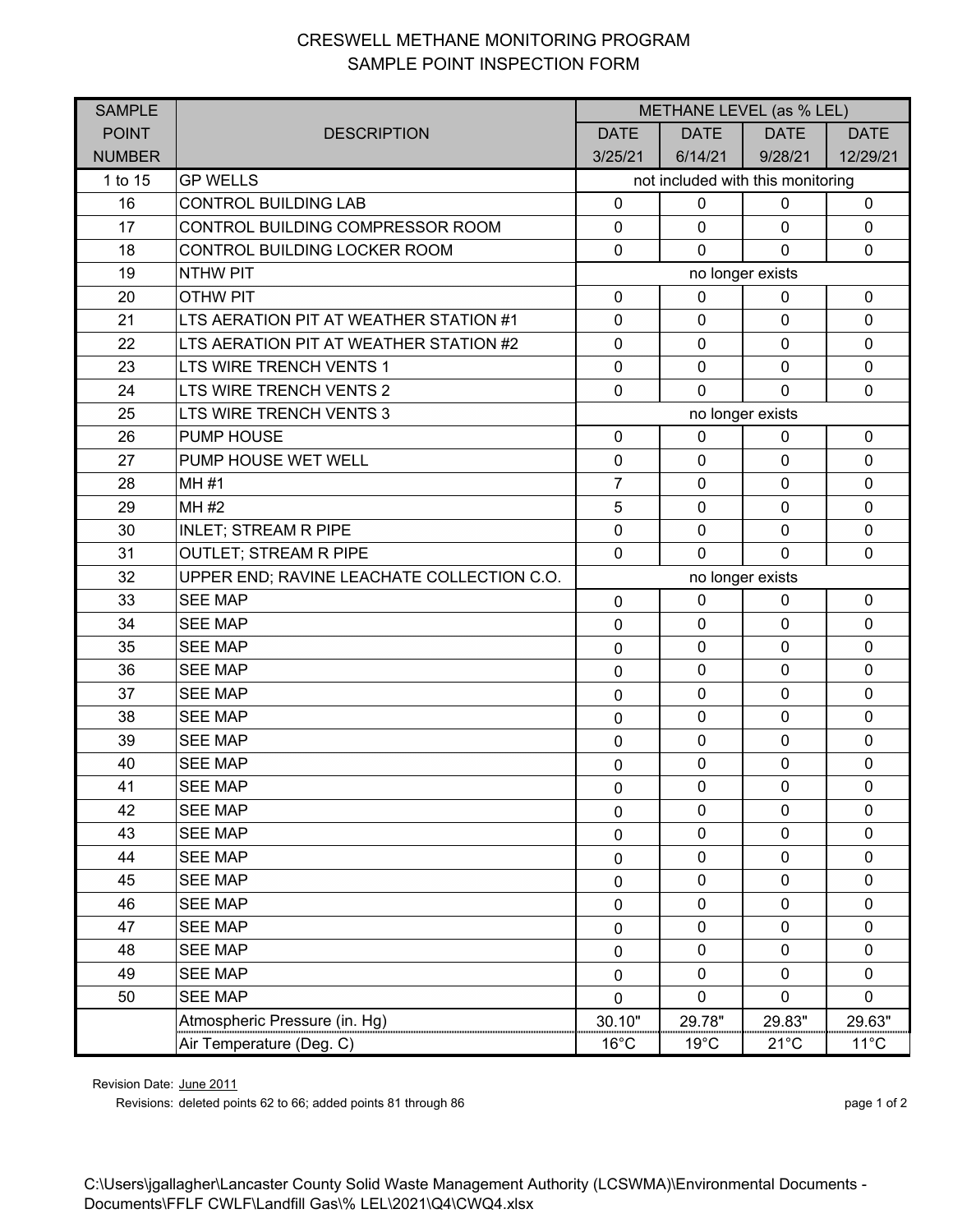# CRESWELL METHANE MONITORING PROGRAM
## SAMPLE POINT INSPECTION FORM

| SAMPLE POINT NUMBER | DESCRIPTION | METHANE LEVEL (as % LEL) | | | |
|---|---|---|---|---|---|
| | | DATE 3/25/21 | DATE 6/14/21 | DATE 9/28/21 | DATE 12/29/21 |
| 1 to 15 | GP WELLS | not included with this monitoring | | | |
| 16 | CONTROL BUILDING LAB | 0 | 0 | 0 | 0 |
| 17 | CONTROL BUILDING COMPRESSOR ROOM | 0 | 0 | 0 | 0 |
| 18 | CONTROL BUILDING LOCKER ROOM | 0 | 0 | 0 | 0 |
| 19 | NTHW PIT | no longer exists | | | |
| 20 | OTHW PIT | 0 | 0 | 0 | 0 |
| 21 | LTS AERATION PIT AT WEATHER STATION #1 | 0 | 0 | 0 | 0 |
| 22 | LTS AERATION PIT AT WEATHER STATION #2 | 0 | 0 | 0 | 0 |
| 23 | LTS WIRE TRENCH VENTS 1 | 0 | 0 | 0 | 0 |
| 24 | LTS WIRE TRENCH VENTS 2 | 0 | 0 | 0 | 0 |
| 25 | LTS WIRE TRENCH VENTS 3 | no longer exists | | | |
| 26 | PUMP HOUSE | 0 | 0 | 0 | 0 |
| 27 | PUMP HOUSE WET WELL | 0 | 0 | 0 | 0 |
| 28 | MH #1 | 7 | 0 | 0 | 0 |
| 29 | MH #2 | 5 | 0 | 0 | 0 |
| 30 | INLET; STREAM R PIPE | 0 | 0 | 0 | 0 |
| 31 | OUTLET; STREAM R PIPE | 0 | 0 | 0 | 0 |
| 32 | UPPER END; RAVINE LEACHATE COLLECTION C.O. | no longer exists | | | |
| 33 | SEE MAP | 0 | 0 | 0 | 0 |
| 34 | SEE MAP | 0 | 0 | 0 | 0 |
| 35 | SEE MAP | 0 | 0 | 0 | 0 |
| 36 | SEE MAP | 0 | 0 | 0 | 0 |
| 37 | SEE MAP | 0 | 0 | 0 | 0 |
| 38 | SEE MAP | 0 | 0 | 0 | 0 |
| 39 | SEE MAP | 0 | 0 | 0 | 0 |
| 40 | SEE MAP | 0 | 0 | 0 | 0 |
| 41 | SEE MAP | 0 | 0 | 0 | 0 |
| 42 | SEE MAP | 0 | 0 | 0 | 0 |
| 43 | SEE MAP | 0 | 0 | 0 | 0 |
| 44 | SEE MAP | 0 | 0 | 0 | 0 |
| 45 | SEE MAP | 0 | 0 | 0 | 0 |
| 46 | SEE MAP | 0 | 0 | 0 | 0 |
| 47 | SEE MAP | 0 | 0 | 0 | 0 |
| 48 | SEE MAP | 0 | 0 | 0 | 0 |
| 49 | SEE MAP | 0 | 0 | 0 | 0 |
| 50 | SEE MAP | 0 | 0 | 0 | 0 |
| | Atmospheric Pressure (in. Hg) | 30.10" | 29.78" | 29.83" | 29.63" |
| | Air Temperature (Deg. C) | 16°C | 19°C | 21°C | 11°C |

Revision Date: June 2011

Revisions: deleted points 62 to 66; added points 81 through 86

C:\Users\jgallagher\Lancaster County Solid Waste Management Authority (LCSWMA)\Environmental Documents - Documents\FFLF CWLF\Landfill Gas\% LEL\2021\Q4\CWQ4.xlsx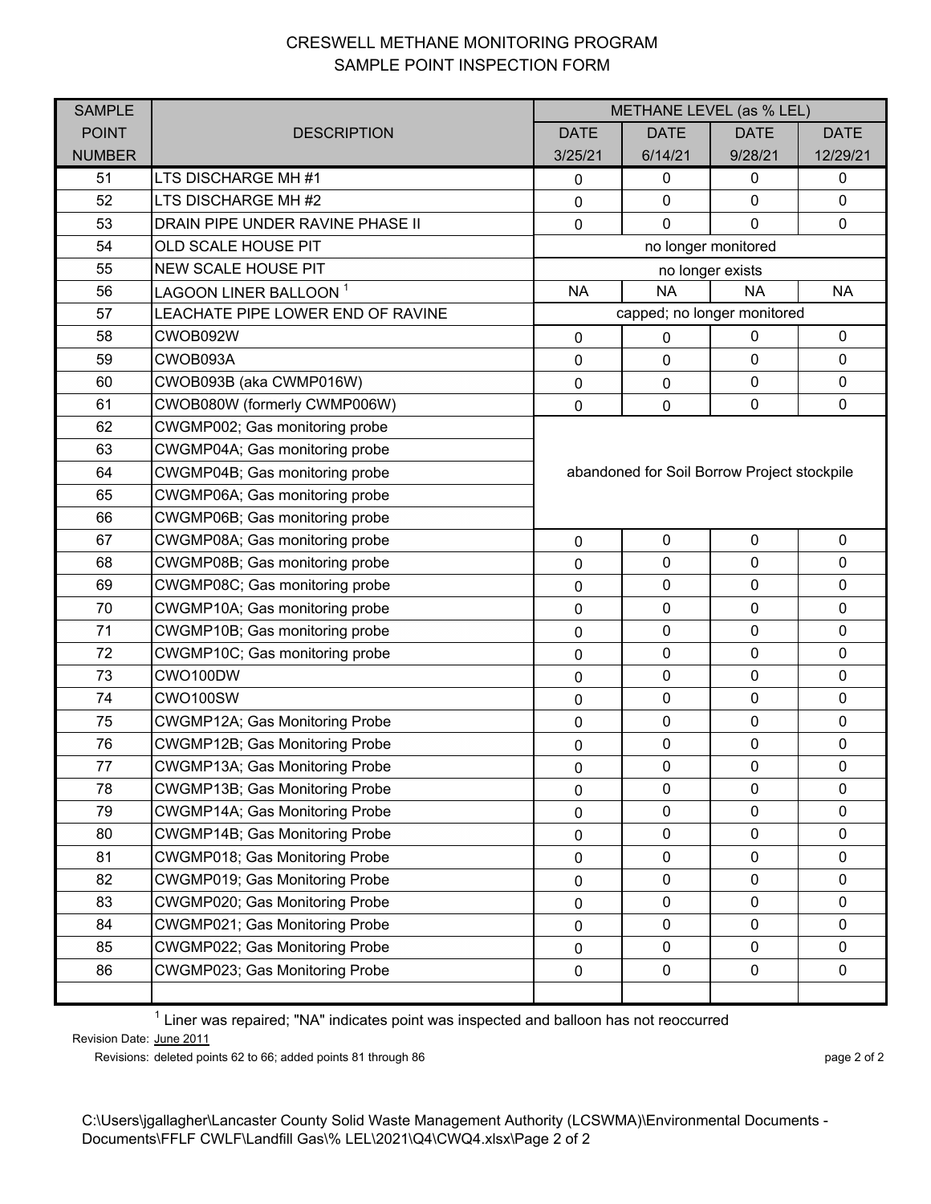# CRESWELL METHANE MONITORING PROGRAM
## SAMPLE POINT INSPECTION FORM

| SAMPLE POINT NUMBER | DESCRIPTION | METHANE LEVEL (as % LEL) | | | |
|---|---|---|---|---|---|
| | | DATE 3/25/21 | DATE 6/14/21 | DATE 9/28/21 | DATE 12/29/21 |
| 51 | LTS DISCHARGE MH #1 | 0 | 0 | 0 | 0 |
| 52 | LTS DISCHARGE MH #2 | 0 | 0 | 0 | 0 |
| 53 | DRAIN PIPE UNDER RAVINE PHASE II | 0 | 0 | 0 | 0 |
| 54 | OLD SCALE HOUSE PIT | no longer monitored | | | |
| 55 | NEW SCALE HOUSE PIT | no longer exists | | | |
| 56 | LAGOON LINER BALLOON [1] | NA | NA | NA | NA |
| 57 | LEACHATE PIPE LOWER END OF RAVINE | capped; no longer monitored | | | |
| 58 | CWOB092W | 0 | 0 | 0 | 0 |
| 59 | CWOB093A | 0 | 0 | 0 | 0 |
| 60 | CWOB093B (aka CWMP016W) | 0 | 0 | 0 | 0 |
| 61 | CWOB080W (formerly CWMP006W) | 0 | 0 | 0 | 0 |
| 62 | CWGMP002; Gas monitoring probe | abandoned for Soil Borrow Project stockpile | | | |
| 63 | CWGMP04A; Gas monitoring probe | | | | |
| 64 | CWGMP04B; Gas monitoring probe | | | | |
| 65 | CWGMP06A; Gas monitoring probe | | | | |
| 66 | CWGMP06B; Gas monitoring probe | | | | |
| 67 | CWGMP08A; Gas monitoring probe | 0 | 0 | 0 | 0 |
| 68 | CWGMP08B; Gas monitoring probe | 0 | 0 | 0 | 0 |
| 69 | CWGMP08C; Gas monitoring probe | 0 | 0 | 0 | 0 |
| 70 | CWGMP10A; Gas monitoring probe | 0 | 0 | 0 | 0 |
| 71 | CWGMP10B; Gas monitoring probe | 0 | 0 | 0 | 0 |
| 72 | CWGMP10C; Gas monitoring probe | 0 | 0 | 0 | 0 |
| 73 | CWO100DW | 0 | 0 | 0 | 0 |
| 74 | CWO100SW | 0 | 0 | 0 | 0 |
| 75 | CWGMP12A; Gas Monitoring Probe | 0 | 0 | 0 | 0 |
| 76 | CWGMP12B; Gas Monitoring Probe | 0 | 0 | 0 | 0 |
| 77 | CWGMP13A; Gas Monitoring Probe | 0 | 0 | 0 | 0 |
| 78 | CWGMP13B; Gas Monitoring Probe | 0 | 0 | 0 | 0 |
| 79 | CWGMP14A; Gas Monitoring Probe | 0 | 0 | 0 | 0 |
| 80 | CWGMP14B; Gas Monitoring Probe | 0 | 0 | 0 | 0 |
| 81 | CWGMP018; Gas Monitoring Probe | 0 | 0 | 0 | 0 |
| 82 | CWGMP019; Gas Monitoring Probe | 0 | 0 | 0 | 0 |
| 83 | CWGMP020; Gas Monitoring Probe | 0 | 0 | 0 | 0 |
| 84 | CWGMP021; Gas Monitoring Probe | 0 | 0 | 0 | 0 |
| 85 | CWGMP022; Gas Monitoring Probe | 0 | 0 | 0 | 0 |
| 86 | CWGMP023; Gas Monitoring Probe | 0 | 0 | 0 | 0 |
| | | | | | |

[1] Liner was repaired; "NA" indicates point was inspected and balloon has not reoccurred

Revision Date: June 2011

Revisions: deleted points 62 to 66; added points 81 through 86

C:\Users\jgallagher\Lancaster County Solid Waste Management Authority (LCSWMA)\Environmental Documents - Documents\FFLF CWLF\Landfill Gas\% LEL\2021\Q4\CWQ4.xlsx\Page 2 of 2